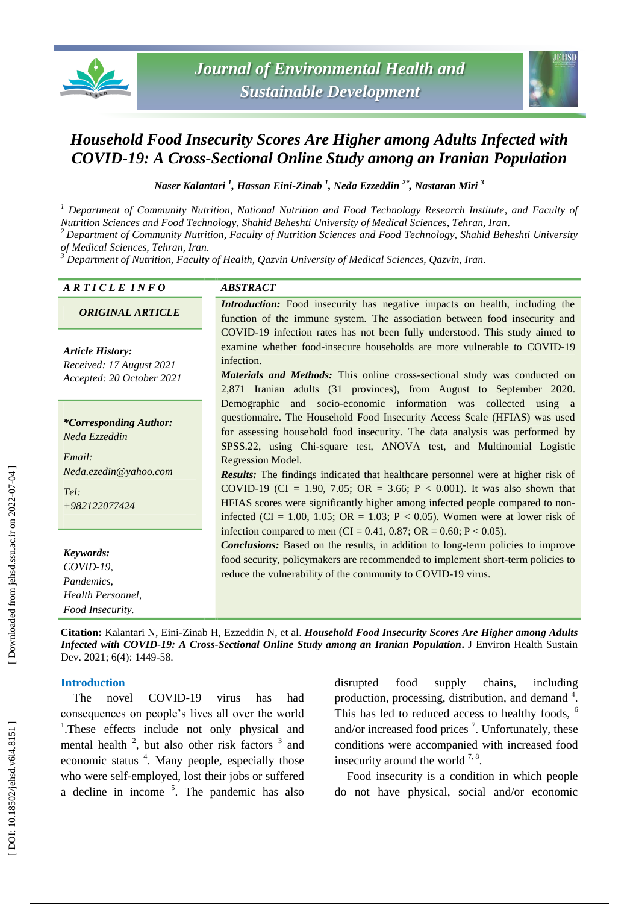# Household Food Insecurity Scores Are Higher among Adults Infected with COVID-19: A Cross-Sectional Online Study among an Iranian Population

**Naser Kalantari [1], Hassan Eini-Zinab [1], Neda Ezzeddin [2*], Nastaran Miri [3]**

[1] Department of Community Nutrition, National Nutrition and Food Technology Research Institute, and Faculty of Nutrition Sciences and Food Technology, Shahid Beheshti University of Medical Sciences, Tehran, Iran.
[2] Department of Community Nutrition, Faculty of Nutrition Sciences and Food Technology, Shahid Beheshti University of Medical Sciences, Tehran, Iran.
[3] Department of Nutrition, Faculty of Health, Qazvin University of Medical Sciences, Qazvin, Iran.

## ARTICLE INFO

*ORIGINAL ARTICLE*

***Article History:***
*Received: 17 August 2021*
*Accepted: 20 October 2021*

***\*Corresponding Author:***
*Neda Ezzeddin*

*Email:*
*Neda.ezedin@yahoo.com*

*Tel:*
*+982122077424*

***Keywords:***
*COVID-19,*
*Pandemics,*
*Health Personnel,*
*Food Insecurity.*

## ABSTRACT

***Introduction:*** Food insecurity has negative impacts on health, including the function of the immune system. The association between food insecurity and COVID-19 infection rates has not been fully understood. This study aimed to examine whether food-insecure households are more vulnerable to COVID-19 infection.

***Materials and Methods:*** This online cross-sectional study was conducted on 2,871 Iranian adults (31 provinces), from August to September 2020. Demographic and socio-economic information was collected using a questionnaire. The Household Food Insecurity Access Scale (HFIAS) was used for assessing household food insecurity. The data analysis was performed by SPSS.22, using Chi-square test, ANOVA test, and Multinomial Logistic Regression Model.

***Results:*** The findings indicated that healthcare personnel were at higher risk of COVID-19 (CI = 1.90, 7.05; OR = 3.66; $P < 0.001$). It was also shown that HFIAS scores were significantly higher among infected people compared to non-infected (CI = 1.00, 1.05; OR = 1.03; $P < 0.05$). Women were at lower risk of infection compared to men (CI = 0.41, 0.87; OR = 0.60; $P < 0.05$).

***Conclusions:*** Based on the results, in addition to long-term policies to improve food security, policymakers are recommended to implement short-term policies to reduce the vulnerability of the community to COVID-19 virus.

**Citation:** Kalantari N, Eini-Zinab H, Ezzeddin N, et al. ***Household Food Insecurity Scores Are Higher among Adults Infected with COVID-19: A Cross-Sectional Online Study among an Iranian Population*.** J Environ Health Sustain Dev. 2021; 6(4): 1449-58.

## Introduction

The novel COVID-19 virus has had consequences on people's lives all over the world [1]. These effects include not only physical and mental health [2], but also other risk factors [3] and economic status [4]. Many people, especially those who were self-employed, lost their jobs or suffered a decline in income [5]. The pandemic has also disrupted food supply chains, including production, processing, distribution, and demand [4]. This has led to reduced access to healthy foods, [6] and/or increased food prices [7]. Unfortunately, these conditions were accompanied with increased food insecurity around the world [7, 8].

Food insecurity is a condition in which people do not have physical, social and/or economic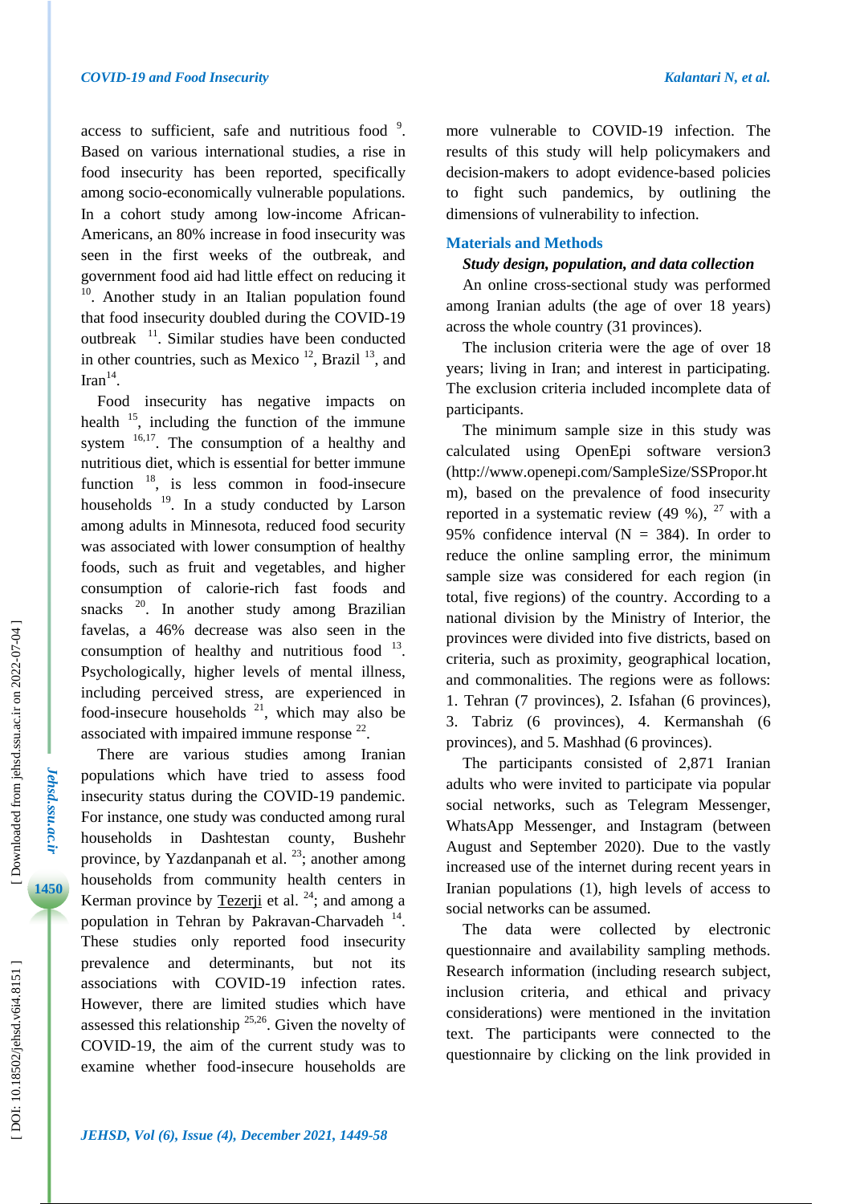access to sufficient, safe and nutritious food [9]. Based on various international studies, a rise in food insecurity has been reported, specifically among socio-economically vulnerable populations. In a cohort study among low-income African-Americans, an 80% increase in food insecurity was seen in the first weeks of the outbreak, and government food aid had little effect on reducing it [10]. Another study in an Italian population found that food insecurity doubled during the COVID-19 outbreak [11]. Similar studies have been conducted in other countries, such as Mexico [12], Brazil [13], and Iran[14].

Food insecurity has negative impacts on health [15], including the function of the immune system [16,17]. The consumption of a healthy and nutritious diet, which is essential for better immune function [18], is less common in food-insecure households [19]. In a study conducted by Larson among adults in Minnesota, reduced food security was associated with lower consumption of healthy foods, such as fruit and vegetables, and higher consumption of calorie-rich fast foods and snacks [20]. In another study among Brazilian favelas, a 46% decrease was also seen in the consumption of healthy and nutritious food [13]. Psychologically, higher levels of mental illness, including perceived stress, are experienced in food-insecure households [21], which may also be associated with impaired immune response [22].

There are various studies among Iranian populations which have tried to assess food insecurity status during the COVID-19 pandemic. For instance, one study was conducted among rural households in Dashtestan county, Bushehr province, by Yazdanpanah et al. [23]; another among households from community health centers in Kerman province by Tezerji et al. [24]; and among a population in Tehran by Pakravan-Charvadeh [14]. These studies only reported food insecurity prevalence and determinants, but not its associations with COVID-19 infection rates. However, there are limited studies which have assessed this relationship [25,26]. Given the novelty of COVID-19, the aim of the current study was to examine whether food-insecure households are more vulnerable to COVID-19 infection. The results of this study will help policymakers and decision-makers to adopt evidence-based policies to fight such pandemics, by outlining the dimensions of vulnerability to infection.

## Materials and Methods

### *Study design, population, and data collection*

An online cross-sectional study was performed among Iranian adults (the age of over 18 years) across the whole country (31 provinces).

The inclusion criteria were the age of over 18 years; living in Iran; and interest in participating. The exclusion criteria included incomplete data of participants.

The minimum sample size in this study was calculated using OpenEpi software version3 (http://www.openepi.com/SampleSize/SSPropor.htm), based on the prevalence of food insecurity reported in a systematic review (49 %), [27] with a 95% confidence interval (N = 384). In order to reduce the online sampling error, the minimum sample size was considered for each region (in total, five regions) of the country. According to a national division by the Ministry of Interior, the provinces were divided into five districts, based on criteria, such as proximity, geographical location, and commonalities. The regions were as follows: 1. Tehran (7 provinces), 2. Isfahan (6 provinces), 3. Tabriz (6 provinces), 4. Kermanshah (6 provinces), and 5. Mashhad (6 provinces).

The participants consisted of 2,871 Iranian adults who were invited to participate via popular social networks, such as Telegram Messenger, WhatsApp Messenger, and Instagram (between August and September 2020). Due to the vastly increased use of the internet during recent years in Iranian populations (1), high levels of access to social networks can be assumed.

The data were collected by electronic questionnaire and availability sampling methods. Research information (including research subject, inclusion criteria, and ethical and privacy considerations) were mentioned in the invitation text. The participants were connected to the questionnaire by clicking on the link provided in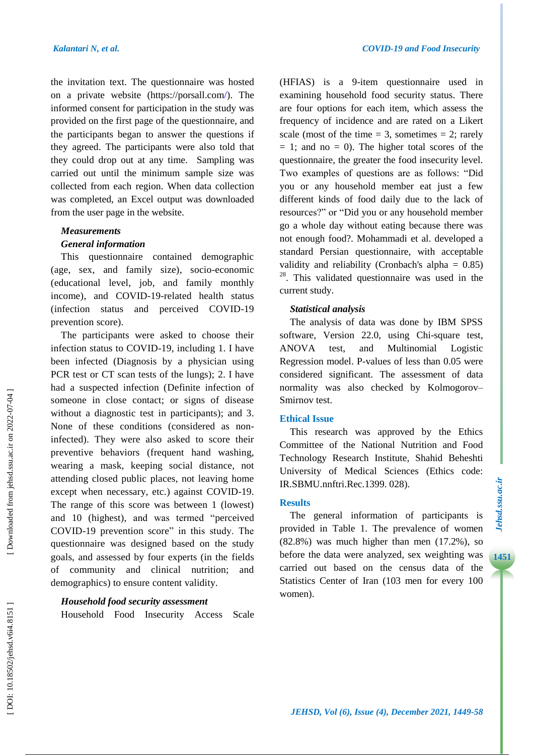the invitation text. The questionnaire was hosted on a private website (https://porsall.com/). The informed consent for participation in the study was provided on the first page of the questionnaire, and the participants began to answer the questions if they agreed. The participants were also told that they could drop out at any time. Sampling was carried out until the minimum sample size was collected from each region. When data collection was completed, an Excel output was downloaded from the user page in the website.

### *Measurements*

#### *General information*

This questionnaire contained demographic (age, sex, and family size), socio-economic (educational level, job, and family monthly income), and COVID-19-related health status (infection status and perceived COVID-19 prevention score).

The participants were asked to choose their infection status to COVID-19, including 1. I have been infected (Diagnosis by a physician using PCR test or CT scan tests of the lungs); 2. I have had a suspected infection (Definite infection of someone in close contact; or signs of disease without a diagnostic test in participants); and 3. None of these conditions (considered as non-infected). They were also asked to score their preventive behaviors (frequent hand washing, wearing a mask, keeping social distance, not attending closed public places, not leaving home except when necessary, etc.) against COVID-19. The range of this score was between 1 (lowest) and 10 (highest), and was termed "perceived COVID-19 prevention score" in this study. The questionnaire was designed based on the study goals, and assessed by four experts (in the fields of community and clinical nutrition; and demographics) to ensure content validity.

#### *Household food security assessment*

Household Food Insecurity Access Scale (HFIAS) is a 9-item questionnaire used in examining household food security status. There are four options for each item, which assess the frequency of incidence and are rated on a Likert scale (most of the time = 3, sometimes = 2; rarely = 1; and no = 0). The higher total scores of the questionnaire, the greater the food insecurity level. Two examples of questions are as follows: "Did you or any household member eat just a few different kinds of food daily due to the lack of resources?" or "Did you or any household member go a whole day without eating because there was not enough food?. Mohammadi et al. developed a standard Persian questionnaire, with acceptable validity and reliability (Cronbach's alpha = 0.85) [28]. This validated questionnaire was used in the current study.

#### *Statistical analysis*

The analysis of data was done by IBM SPSS software, Version 22.0, using Chi-square test, ANOVA test, and Multinomial Logistic Regression model. P-values of less than 0.05 were considered significant. The assessment of data normality was also checked by Kolmogorov–Smirnov test.

## Ethical Issue

This research was approved by the Ethics Committee of the National Nutrition and Food Technology Research Institute, Shahid Beheshti University of Medical Sciences (Ethics code: IR.SBMU.nnftri.Rec.1399. 028).

## Results

The general information of participants is provided in Table 1. The prevalence of women (82.8%) was much higher than men (17.2%), so before the data were analyzed, sex weighting was carried out based on the census data of the Statistics Center of Iran (103 men for every 100 women).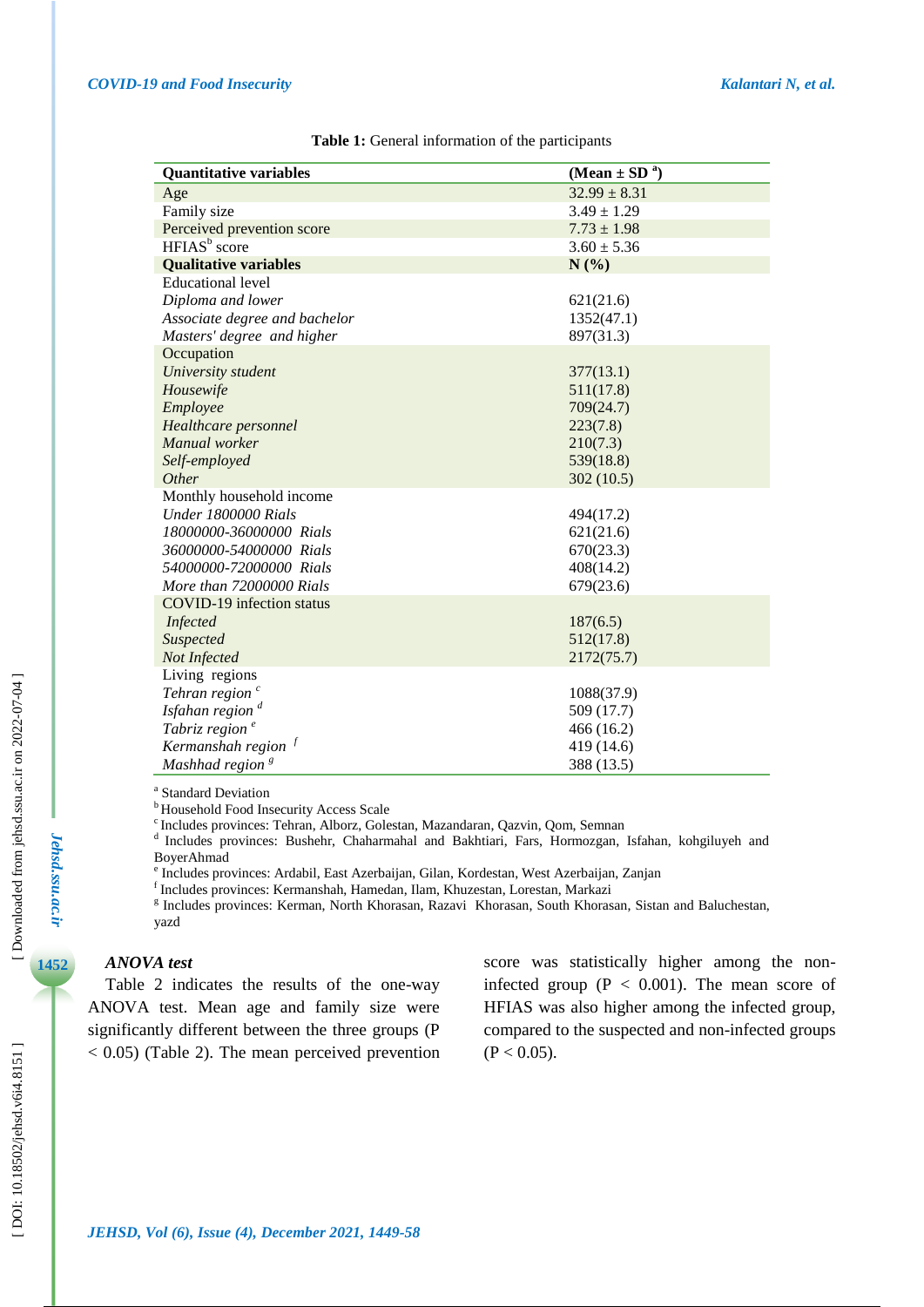**Table 1:** General information of the participants

| Quantitative variables | (Mean ± SD [a]) |
|---|---|
| Age | 32.99 ± 8.31 |
| Family size | 3.49 ± 1.29 |
| Perceived prevention score | 7.73 ± 1.98 |
| HFIAS[b] score | 3.60 ± 5.36 |
| **Qualitative variables** | **N (%)** |
| Educational level | |
| *Diploma and lower* | 621(21.6) |
| *Associate degree and bachelor* | 1352(47.1) |
| *Masters' degree and higher* | 897(31.3) |
| Occupation | |
| *University student* | 377(13.1) |
| *Housewife* | 511(17.8) |
| *Employee* | 709(24.7) |
| *Healthcare personnel* | 223(7.8) |
| *Manual worker* | 210(7.3) |
| *Self-employed* | 539(18.8) |
| *Other* | 302 (10.5) |
| Monthly household income | |
| *Under 1800000 Rials* | 494(17.2) |
| *18000000-36000000 Rials* | 621(21.6) |
| *36000000-54000000 Rials* | 670(23.3) |
| *54000000-72000000 Rials* | 408(14.2) |
| *More than 72000000 Rials* | 679(23.6) |
| COVID-19 infection status | |
| *Infected* | 187(6.5) |
| *Suspected* | 512(17.8) |
| *Not Infected* | 2172(75.7) |
| Living regions | |
| *Tehran region* [c] | 1088(37.9) |
| *Isfahan region* [d] | 509 (17.7) |
| *Tabriz region* [e] | 466 (16.2) |
| *Kermanshah region* [f] | 419 (14.6) |
| *Mashhad region* [g] | 388 (13.5) |

[a] Standard Deviation
[b] Household Food Insecurity Access Scale
[c] Includes provinces: Tehran, Alborz, Golestan, Mazandaran, Qazvin, Qom, Semnan
[d] Includes provinces: Bushehr, Chaharmahal and Bakhtiari, Fars, Hormozgan, Isfahan, kohgiluyeh and BoyerAhmad
[e] Includes provinces: Ardabil, East Azerbaijan, Gilan, Kordestan, West Azerbaijan, Zanjan
[f] Includes provinces: Kermanshah, Hamedan, Ilam, Khuzestan, Lorestan, Markazi
[g] Includes provinces: Kerman, North Khorasan, Razavi Khorasan, South Khorasan, Sistan and Baluchestan, yazd

### *ANOVA test*

Table 2 indicates the results of the one-way ANOVA test. Mean age and family size were significantly different between the three groups ($P < 0.05$) (Table 2). The mean perceived prevention score was statistically higher among the non-infected group ($P < 0.001$). The mean score of HFIAS was also higher among the infected group, compared to the suspected and non-infected groups ($P < 0.05$).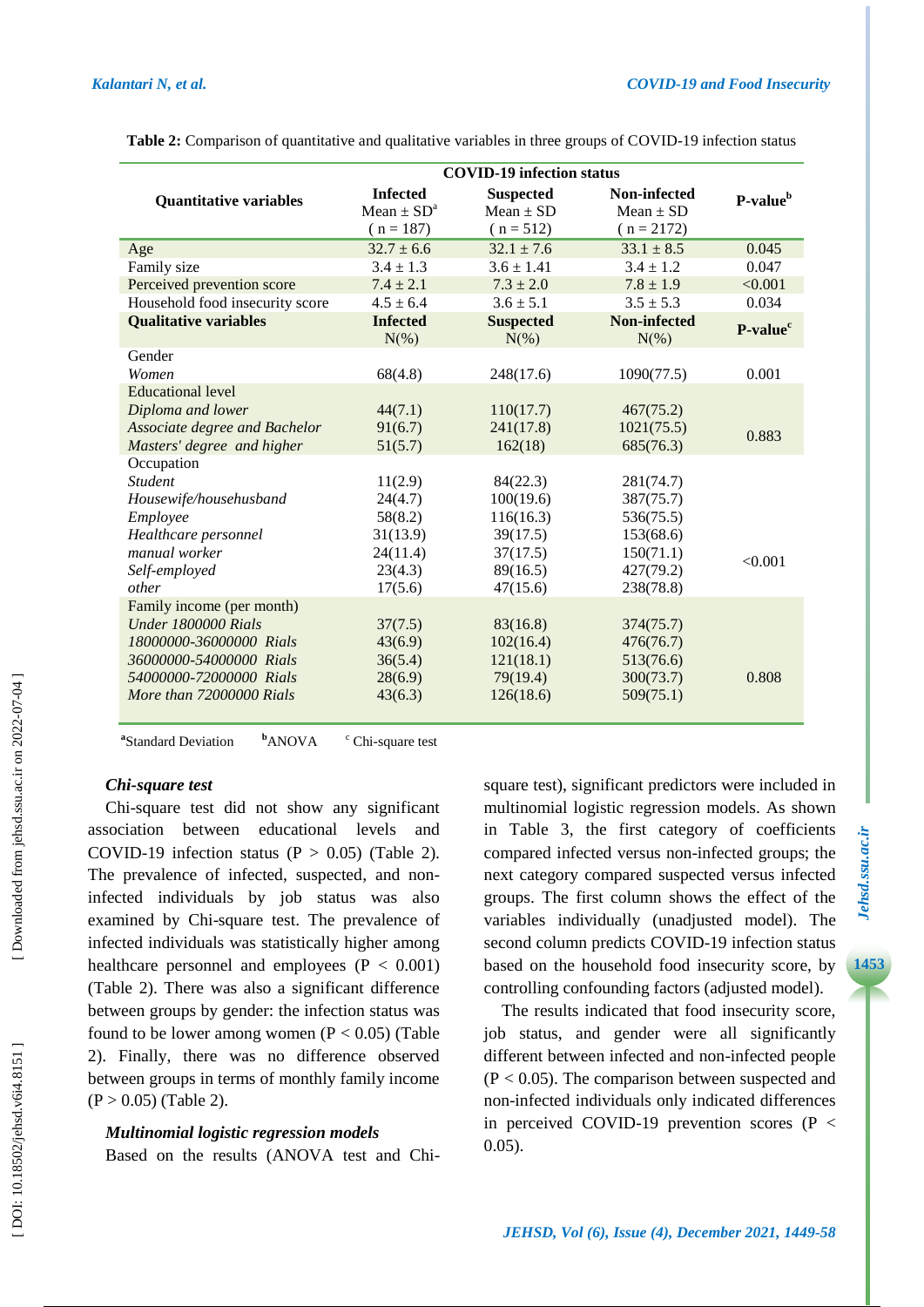**Table 2:** Comparison of quantitative and qualitative variables in three groups of COVID-19 infection status

| Quantitative variables | COVID-19 infection status | | | P-value[b] |
|---|---|---|---|---|
| | **Infected** Mean ± SD[a] ( n = 187) | **Suspected** Mean ± SD ( n = 512) | **Non-infected** Mean ± SD ( n = 2172) | |
| Age | 32.7 ± 6.6 | 32.1 ± 7.6 | 33.1 ± 8.5 | 0.045 |
| Family size | 3.4 ± 1.3 | 3.6 ± 1.41 | 3.4 ± 1.2 | 0.047 |
| Perceived prevention score | 7.4 ± 2.1 | 7.3 ± 2.0 | 7.8 ± 1.9 | <0.001 |
| Household food insecurity score | 4.5 ± 6.4 | 3.6 ± 5.1 | 3.5 ± 5.3 | 0.034 |
| **Qualitative variables** | **Infected** N(%) | **Suspected** N(%) | **Non-infected** N(%) | **P-value[c]** |
| Gender | | | | |
| *Women* | 68(4.8) | 248(17.6) | 1090(77.5) | 0.001 |
| Educational level | | | | |
| *Diploma and lower* | 44(7.1) | 110(17.7) | 467(75.2) | |
| *Associate degree and Bachelor* | 91(6.7) | 241(17.8) | 1021(75.5) | 0.883 |
| *Masters' degree and higher* | 51(5.7) | 162(18) | 685(76.3) | |
| Occupation | | | | |
| *Student* | 11(2.9) | 84(22.3) | 281(74.7) | |
| *Housewife/househusband* | 24(4.7) | 100(19.6) | 387(75.7) | |
| *Employee* | 58(8.2) | 116(16.3) | 536(75.5) | |
| *Healthcare personnel* | 31(13.9) | 39(17.5) | 153(68.6) | |
| *manual worker* | 24(11.4) | 37(17.5) | 150(71.1) | <0.001 |
| *Self-employed* | 23(4.3) | 89(16.5) | 427(79.2) | |
| *other* | 17(5.6) | 47(15.6) | 238(78.8) | |
| Family income (per month) | | | | |
| *Under 1800000 Rials* | 37(7.5) | 83(16.8) | 374(75.7) | |
| *18000000-36000000 Rials* | 43(6.9) | 102(16.4) | 476(76.7) | |
| *36000000-54000000 Rials* | 36(5.4) | 121(18.1) | 513(76.6) | |
| *54000000-72000000 Rials* | 28(6.9) | 79(19.4) | 300(73.7) | 0.808 |
| *More than 72000000 Rials* | 43(6.3) | 126(18.6) | 509(75.1) | |

[a]Standard Deviation [b]ANOVA [c] Chi-square test

### *Chi-square test*

Chi-square test did not show any significant association between educational levels and COVID-19 infection status (P > 0.05) (Table 2). The prevalence of infected, suspected, and non-infected individuals by job status was also examined by Chi-square test. The prevalence of infected individuals was statistically higher among healthcare personnel and employees (P < 0.001) (Table 2). There was also a significant difference between groups by gender: the infection status was found to be lower among women (P < 0.05) (Table 2). Finally, there was no difference observed between groups in terms of monthly family income (P > 0.05) (Table 2).

### *Multinomial logistic regression models*

Based on the results (ANOVA test and Chi-square test), significant predictors were included in multinomial logistic regression models. As shown in Table 3, the first category of coefficients compared infected versus non-infected groups; the next category compared suspected versus infected groups. The first column shows the effect of the variables individually (unadjusted model). The second column predicts COVID-19 infection status based on the household food insecurity score, by controlling confounding factors (adjusted model).

The results indicated that food insecurity score, job status, and gender were all significantly different between infected and non-infected people (P < 0.05). The comparison between suspected and non-infected individuals only indicated differences in perceived COVID-19 prevention scores (P < 0.05).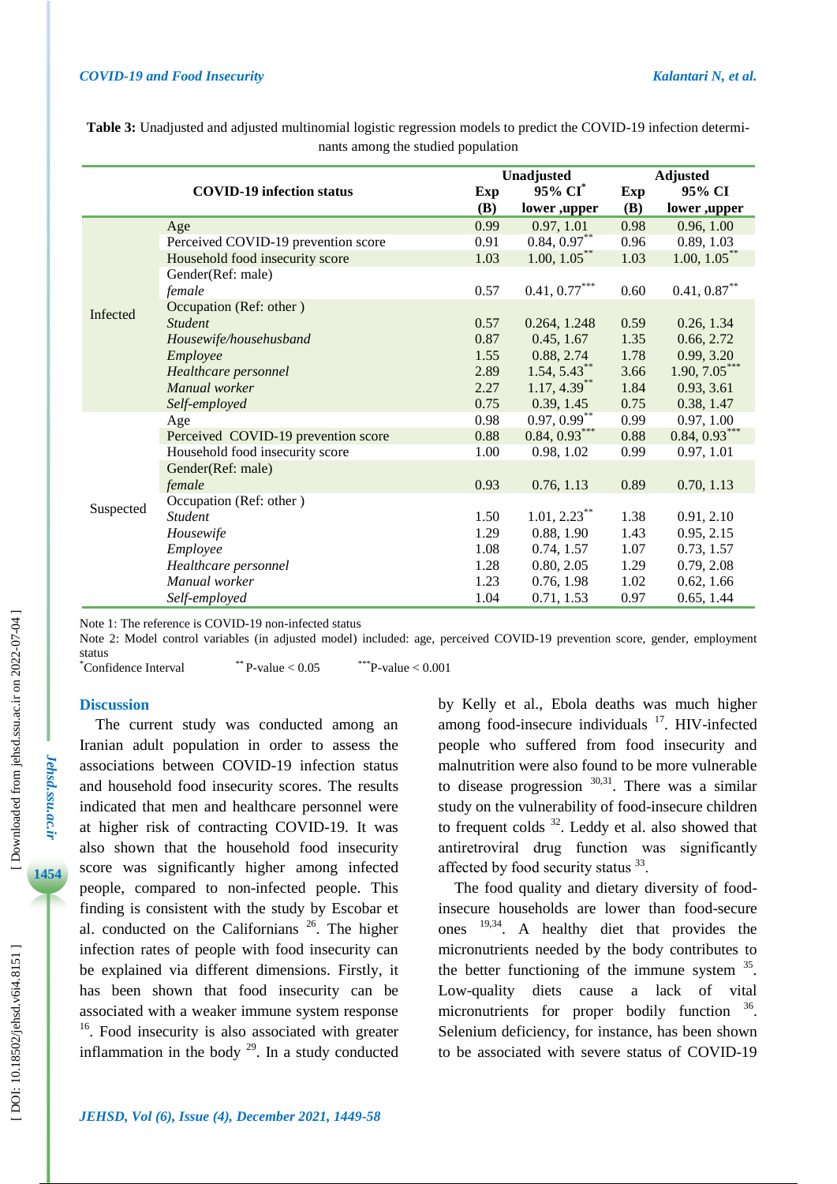**Table 3:** Unadjusted and adjusted multinomial logistic regression models to predict the COVID-19 infection determinants among the studied population

| COVID-19 infection status | | Unadjusted Exp (B) | Unadjusted 95% CI* lower ,upper | Adjusted Exp (B) | Adjusted 95% CI lower ,upper |
|---|---|---|---|---|---|
| Infected | Age | 0.99 | 0.97, 1.01 | 0.98 | 0.96, 1.00 |
| | Perceived COVID-19 prevention score | 0.91 | 0.84, 0.97** | 0.96 | 0.89, 1.03 |
| | Household food insecurity score | 1.03 | 1.00, 1.05** | 1.03 | 1.00, 1.05** |
| | Gender(Ref: male) | | | | |
| | *female* | 0.57 | 0.41, 0.77*** | 0.60 | 0.41, 0.87** |
| | Occupation (Ref: other ) | | | | |
| | *Student* | 0.57 | 0.264, 1.248 | 0.59 | 0.26, 1.34 |
| | *Housewife/househusband* | 0.87 | 0.45, 1.67 | 1.35 | 0.66, 2.72 |
| | *Employee* | 1.55 | 0.88, 2.74 | 1.78 | 0.99, 3.20 |
| | *Healthcare personnel* | 2.89 | 1.54, 5.43** | 3.66 | 1.90, 7.05*** |
| | *Manual worker* | 2.27 | 1.17, 4.39** | 1.84 | 0.93, 3.61 |
| | *Self-employed* | 0.75 | 0.39, 1.45 | 0.75 | 0.38, 1.47 |
| Suspected | Age | 0.98 | 0.97, 0.99** | 0.99 | 0.97, 1.00 |
| | Perceived COVID-19 prevention score | 0.88 | 0.84, 0.93*** | 0.88 | 0.84, 0.93*** |
| | Household food insecurity score | 1.00 | 0.98, 1.02 | 0.99 | 0.97, 1.01 |
| | Gender(Ref: male) | | | | |
| | *female* | 0.93 | 0.76, 1.13 | 0.89 | 0.70, 1.13 |
| | Occupation (Ref: other ) | | | | |
| | *Student* | 1.50 | 1.01, 2.23** | 1.38 | 0.91, 2.10 |
| | *Housewife* | 1.29 | 0.88, 1.90 | 1.43 | 0.95, 2.15 |
| | *Employee* | 1.08 | 0.74, 1.57 | 1.07 | 0.73, 1.57 |
| | *Healthcare personnel* | 1.28 | 0.80, 2.05 | 1.29 | 0.79, 2.08 |
| | *Manual worker* | 1.23 | 0.76, 1.98 | 1.02 | 0.62, 1.66 |
| | *Self-employed* | 1.04 | 0.71, 1.53 | 0.97 | 0.65, 1.44 |

Note 1: The reference is COVID-19 non-infected status

Note 2: Model control variables (in adjusted model) included: age, perceived COVID-19 prevention score, gender, employment status

*Confidence Interval **P-value < 0.05 ***P-value < 0.001

## Discussion

The current study was conducted among an Iranian adult population in order to assess the associations between COVID-19 infection status and household food insecurity scores. The results indicated that men and healthcare personnel were at higher risk of contracting COVID-19. It was also shown that the household food insecurity score was significantly higher among infected people, compared to non-infected people. This finding is consistent with the study by Escobar et al. conducted on the Californians [26]. The higher infection rates of people with food insecurity can be explained via different dimensions. Firstly, it has been shown that food insecurity can be associated with a weaker immune system response [16]. Food insecurity is also associated with greater inflammation in the body [29]. In a study conducted by Kelly et al., Ebola deaths was much higher among food-insecure individuals [17]. HIV-infected people who suffered from food insecurity and malnutrition were also found to be more vulnerable to disease progression [30,31]. There was a similar study on the vulnerability of food-insecure children to frequent colds [32]. Leddy et al. also showed that antiretroviral drug function was significantly affected by food security status [33].

The food quality and dietary diversity of food-insecure households are lower than food-secure ones [19,34]. A healthy diet that provides the micronutrients needed by the body contributes to the better functioning of the immune system [35]. Low-quality diets cause a lack of vital micronutrients for proper bodily function [36]. Selenium deficiency, for instance, has been shown to be associated with severe status of COVID-19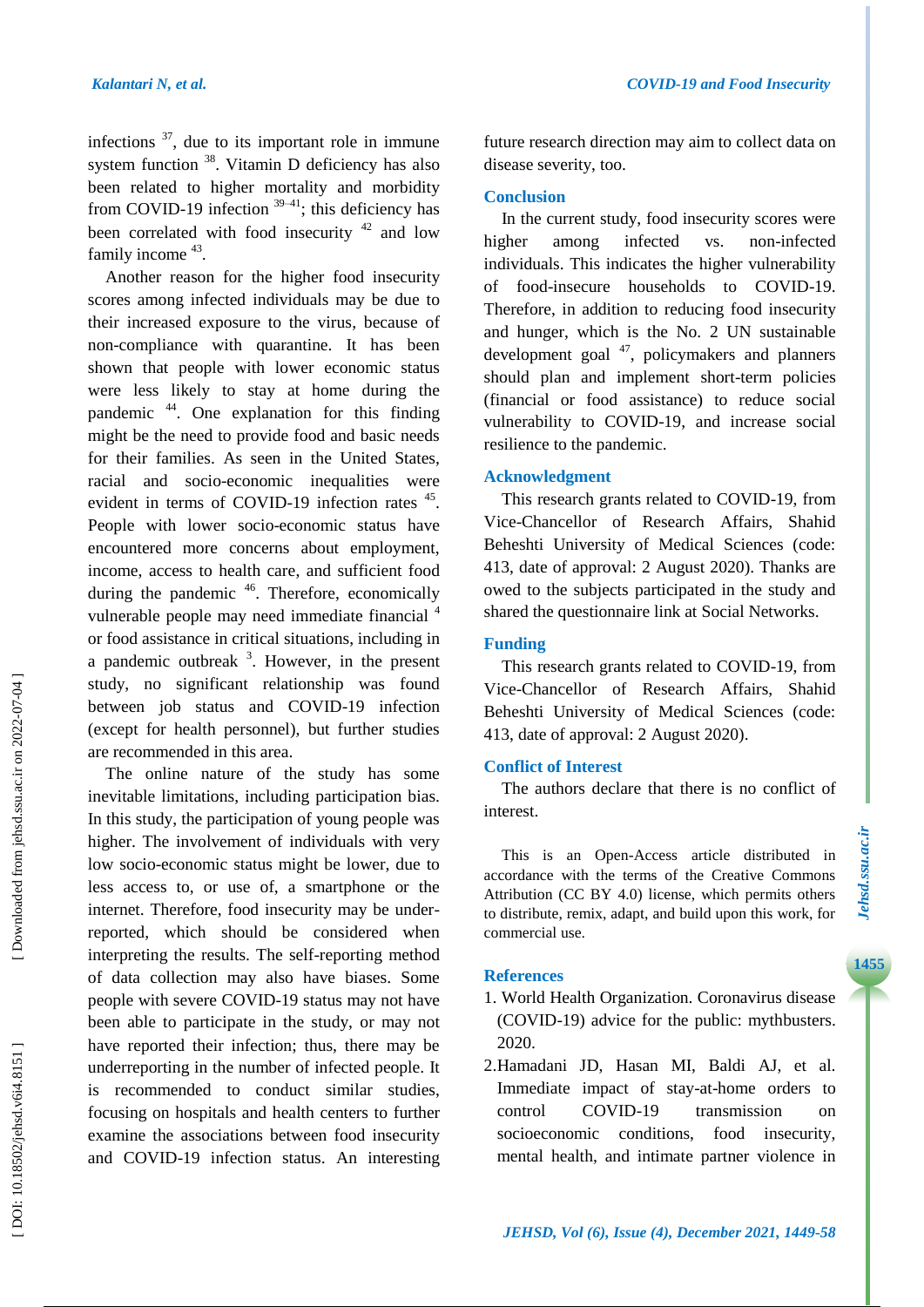infections [37], due to its important role in immune system function [38]. Vitamin D deficiency has also been related to higher mortality and morbidity from COVID-19 infection [39–41]; this deficiency has been correlated with food insecurity [42] and low family income [43].

Another reason for the higher food insecurity scores among infected individuals may be due to their increased exposure to the virus, because of non-compliance with quarantine. It has been shown that people with lower economic status were less likely to stay at home during the pandemic [44]. One explanation for this finding might be the need to provide food and basic needs for their families. As seen in the United States, racial and socio-economic inequalities were evident in terms of COVID-19 infection rates [45]. People with lower socio-economic status have encountered more concerns about employment, income, access to health care, and sufficient food during the pandemic [46]. Therefore, economically vulnerable people may need immediate financial [4] or food assistance in critical situations, including in a pandemic outbreak [3]. However, in the present study, no significant relationship was found between job status and COVID-19 infection (except for health personnel), but further studies are recommended in this area.

The online nature of the study has some inevitable limitations, including participation bias. In this study, the participation of young people was higher. The involvement of individuals with very low socio-economic status might be lower, due to less access to, or use of, a smartphone or the internet. Therefore, food insecurity may be under-reported, which should be considered when interpreting the results. The self-reporting method of data collection may also have biases. Some people with severe COVID-19 status may not have been able to participate in the study, or may not have reported their infection; thus, there may be underreporting in the number of infected people. It is recommended to conduct similar studies, focusing on hospitals and health centers to further examine the associations between food insecurity and COVID-19 infection status. An interesting future research direction may aim to collect data on disease severity, too.

## Conclusion

In the current study, food insecurity scores were higher among infected vs. non-infected individuals. This indicates the higher vulnerability of food-insecure households to COVID-19. Therefore, in addition to reducing food insecurity and hunger, which is the No. 2 UN sustainable development goal [47], policymakers and planners should plan and implement short-term policies (financial or food assistance) to reduce social vulnerability to COVID-19, and increase social resilience to the pandemic.

## Acknowledgment

This research grants related to COVID-19, from Vice-Chancellor of Research Affairs, Shahid Beheshti University of Medical Sciences (code: 413, date of approval: 2 August 2020). Thanks are owed to the subjects participated in the study and shared the questionnaire link at Social Networks.

## Funding

This research grants related to COVID-19, from Vice-Chancellor of Research Affairs, Shahid Beheshti University of Medical Sciences (code: 413, date of approval: 2 August 2020).

## Conflict of Interest

The authors declare that there is no conflict of interest.

This is an Open-Access article distributed in accordance with the terms of the Creative Commons Attribution (CC BY 4.0) license, which permits others to distribute, remix, adapt, and build upon this work, for commercial use.

## References

1. World Health Organization. Coronavirus disease (COVID-19) advice for the public: mythbusters. 2020.
2. Hamadani JD, Hasan MI, Baldi AJ, et al. Immediate impact of stay-at-home orders to control COVID-19 transmission on socioeconomic conditions, food insecurity, mental health, and intimate partner violence in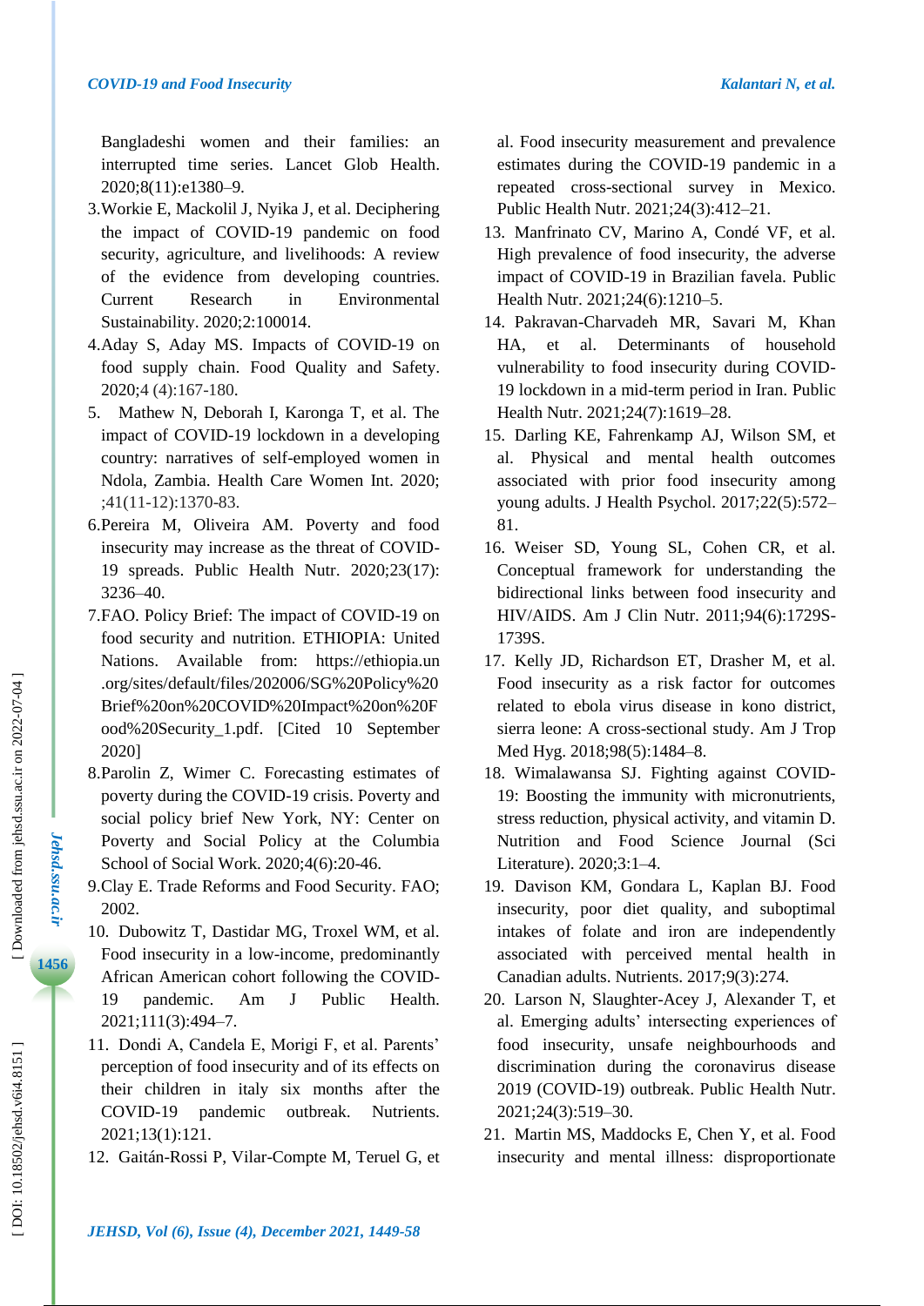Bangladeshi women and their families: an interrupted time series. Lancet Glob Health. 2020;8(11):e1380–9.

3. Workie E, Mackolil J, Nyika J, et al. Deciphering the impact of COVID-19 pandemic on food security, agriculture, and livelihoods: A review of the evidence from developing countries. Current Research in Environmental Sustainability. 2020;2:100014.
4. Aday S, Aday MS. Impacts of COVID-19 on food supply chain. Food Quality and Safety. 2020;4 (4):167-180.
5. Mathew N, Deborah I, Karonga T, et al. The impact of COVID-19 lockdown in a developing country: narratives of self-employed women in Ndola, Zambia. Health Care Women Int. 2020; ;41(11-12):1370-83.
6. Pereira M, Oliveira AM. Poverty and food insecurity may increase as the threat of COVID-19 spreads. Public Health Nutr. 2020;23(17): 3236–40.
7. FAO. Policy Brief: The impact of COVID-19 on food security and nutrition. ETHIOPIA: United Nations. Available from: https://ethiopia.un.org/sites/default/files/202006/SG%20Policy%20Brief%20on%20COVID%20Impact%20on%20Food%20Security_1.pdf. [Cited 10 September 2020]
8. Parolin Z, Wimer C. Forecasting estimates of poverty during the COVID-19 crisis. Poverty and social policy brief New York, NY: Center on Poverty and Social Policy at the Columbia School of Social Work. 2020;4(6):20-46.
9. Clay E. Trade Reforms and Food Security. FAO; 2002.
10. Dubowitz T, Dastidar MG, Troxel WM, et al. Food insecurity in a low-income, predominantly African American cohort following the COVID-19 pandemic. Am J Public Health. 2021;111(3):494–7.
11. Dondi A, Candela E, Morigi F, et al. Parents' perception of food insecurity and of its effects on their children in italy six months after the COVID-19 pandemic outbreak. Nutrients. 2021;13(1):121.
12. Gaitán-Rossi P, Vilar-Compte M, Teruel G, et al. Food insecurity measurement and prevalence estimates during the COVID-19 pandemic in a repeated cross-sectional survey in Mexico. Public Health Nutr. 2021;24(3):412–21.
13. Manfrinato CV, Marino A, Condé VF, et al. High prevalence of food insecurity, the adverse impact of COVID-19 in Brazilian favela. Public Health Nutr. 2021;24(6):1210–5.
14. Pakravan-Charvadeh MR, Savari M, Khan HA, et al. Determinants of household vulnerability to food insecurity during COVID-19 lockdown in a mid-term period in Iran. Public Health Nutr. 2021;24(7):1619–28.
15. Darling KE, Fahrenkamp AJ, Wilson SM, et al. Physical and mental health outcomes associated with prior food insecurity among young adults. J Health Psychol. 2017;22(5):572–81.
16. Weiser SD, Young SL, Cohen CR, et al. Conceptual framework for understanding the bidirectional links between food insecurity and HIV/AIDS. Am J Clin Nutr. 2011;94(6):1729S-1739S.
17. Kelly JD, Richardson ET, Drasher M, et al. Food insecurity as a risk factor for outcomes related to ebola virus disease in kono district, sierra leone: A cross-sectional study. Am J Trop Med Hyg. 2018;98(5):1484–8.
18. Wimalawansa SJ. Fighting against COVID-19: Boosting the immunity with micronutrients, stress reduction, physical activity, and vitamin D. Nutrition and Food Science Journal (Sci Literature). 2020;3:1–4.
19. Davison KM, Gondara L, Kaplan BJ. Food insecurity, poor diet quality, and suboptimal intakes of folate and iron are independently associated with perceived mental health in Canadian adults. Nutrients. 2017;9(3):274.
20. Larson N, Slaughter-Acey J, Alexander T, et al. Emerging adults' intersecting experiences of food insecurity, unsafe neighbourhoods and discrimination during the coronavirus disease 2019 (COVID-19) outbreak. Public Health Nutr. 2021;24(3):519–30.
21. Martin MS, Maddocks E, Chen Y, et al. Food insecurity and mental illness: disproportionate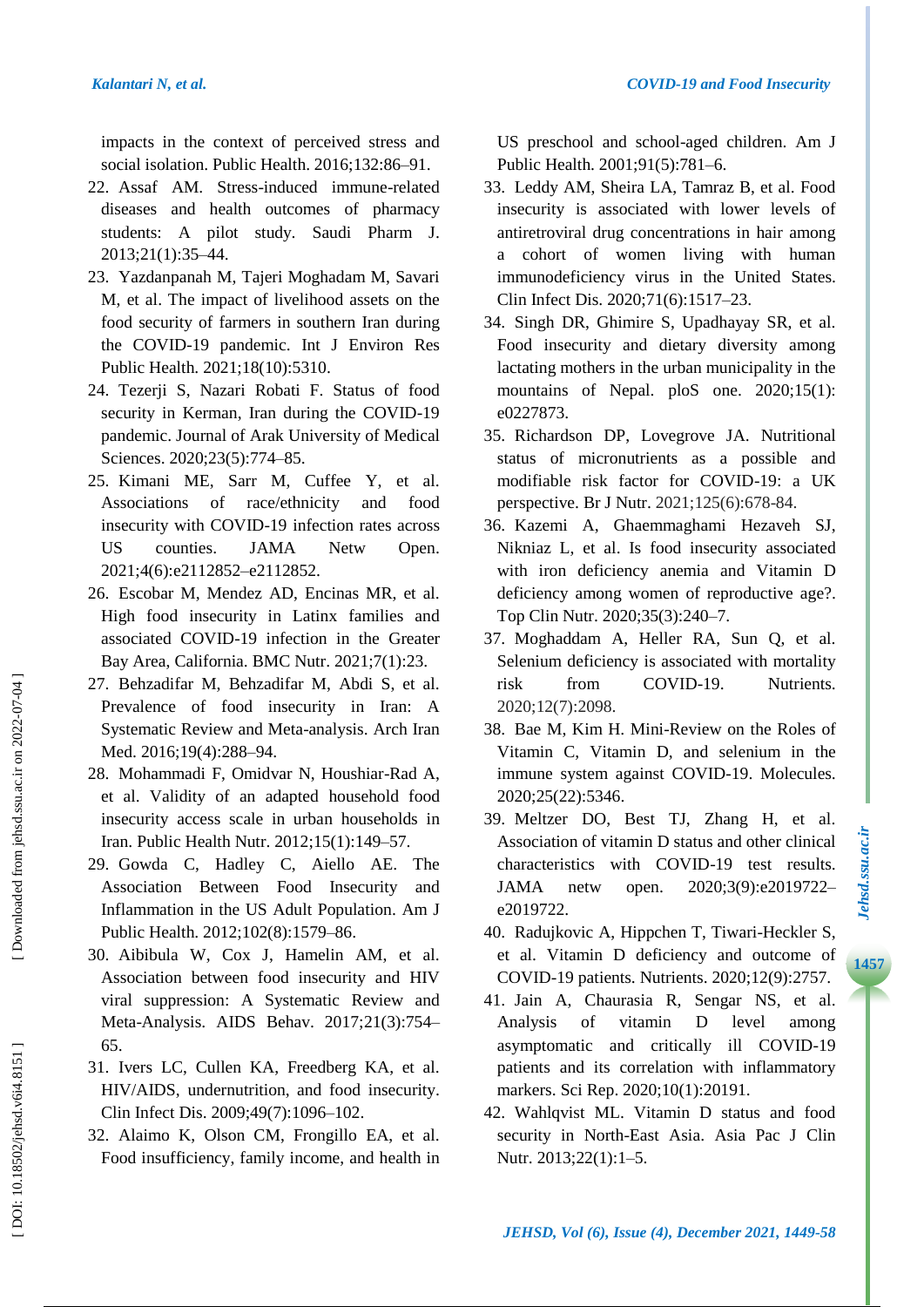impacts in the context of perceived stress and social isolation. Public Health. 2016;132:86–91.

22. Assaf AM. Stress-induced immune-related diseases and health outcomes of pharmacy students: A pilot study. Saudi Pharm J. 2013;21(1):35–44.
23. Yazdanpanah M, Tajeri Moghadam M, Savari M, et al. The impact of livelihood assets on the food security of farmers in southern Iran during the COVID-19 pandemic. Int J Environ Res Public Health. 2021;18(10):5310.
24. Tezerji S, Nazari Robati F. Status of food security in Kerman, Iran during the COVID-19 pandemic. Journal of Arak University of Medical Sciences. 2020;23(5):774–85.
25. Kimani ME, Sarr M, Cuffee Y, et al. Associations of race/ethnicity and food insecurity with COVID-19 infection rates across US counties. JAMA Netw Open. 2021;4(6):e2112852–e2112852.
26. Escobar M, Mendez AD, Encinas MR, et al. High food insecurity in Latinx families and associated COVID-19 infection in the Greater Bay Area, California. BMC Nutr. 2021;7(1):23.
27. Behzadifar M, Behzadifar M, Abdi S, et al. Prevalence of food insecurity in Iran: A Systematic Review and Meta-analysis. Arch Iran Med. 2016;19(4):288–94.
28. Mohammadi F, Omidvar N, Houshiar-Rad A, et al. Validity of an adapted household food insecurity access scale in urban households in Iran. Public Health Nutr. 2012;15(1):149–57.
29. Gowda C, Hadley C, Aiello AE. The Association Between Food Insecurity and Inflammation in the US Adult Population. Am J Public Health. 2012;102(8):1579–86.
30. Aibibula W, Cox J, Hamelin AM, et al. Association between food insecurity and HIV viral suppression: A Systematic Review and Meta-Analysis. AIDS Behav. 2017;21(3):754–65.
31. Ivers LC, Cullen KA, Freedberg KA, et al. HIV/AIDS, undernutrition, and food insecurity. Clin Infect Dis. 2009;49(7):1096–102.
32. Alaimo K, Olson CM, Frongillo EA, et al. Food insufficiency, family income, and health in US preschool and school-aged children. Am J Public Health. 2001;91(5):781–6.
33. Leddy AM, Sheira LA, Tamraz B, et al. Food insecurity is associated with lower levels of antiretroviral drug concentrations in hair among a cohort of women living with human immunodeficiency virus in the United States. Clin Infect Dis. 2020;71(6):1517–23.
34. Singh DR, Ghimire S, Upadhayay SR, et al. Food insecurity and dietary diversity among lactating mothers in the urban municipality in the mountains of Nepal. ploS one. 2020;15(1): e0227873.
35. Richardson DP, Lovegrove JA. Nutritional status of micronutrients as a possible and modifiable risk factor for COVID-19: a UK perspective. Br J Nutr. 2021;125(6):678-84.
36. Kazemi A, Ghaemmaghami Hezaveh SJ, Nikniaz L, et al. Is food insecurity associated with iron deficiency anemia and Vitamin D deficiency among women of reproductive age?. Top Clin Nutr. 2020;35(3):240–7.
37. Moghaddam A, Heller RA, Sun Q, et al. Selenium deficiency is associated with mortality risk from COVID-19. Nutrients. 2020;12(7):2098.
38. Bae M, Kim H. Mini-Review on the Roles of Vitamin C, Vitamin D, and selenium in the immune system against COVID-19. Molecules. 2020;25(22):5346.
39. Meltzer DO, Best TJ, Zhang H, et al. Association of vitamin D status and other clinical characteristics with COVID-19 test results. JAMA netw open. 2020;3(9):e2019722–e2019722.
40. Radujkovic A, Hippchen T, Tiwari-Heckler S, et al. Vitamin D deficiency and outcome of COVID-19 patients. Nutrients. 2020;12(9):2757.
41. Jain A, Chaurasia R, Sengar NS, et al. Analysis of vitamin D level among asymptomatic and critically ill COVID-19 patients and its correlation with inflammatory markers. Sci Rep. 2020;10(1):20191.
42. Wahlqvist ML. Vitamin D status and food security in North-East Asia. Asia Pac J Clin Nutr. 2013;22(1):1–5.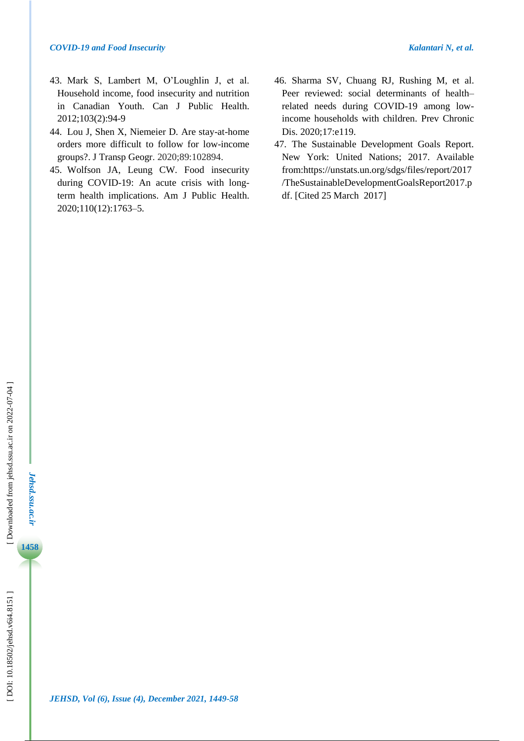43. Mark S, Lambert M, O'Loughlin J, et al. Household income, food insecurity and nutrition in Canadian Youth. Can J Public Health. 2012;103(2):94-9
44. Lou J, Shen X, Niemeier D. Are stay-at-home orders more difficult to follow for low-income groups?. J Transp Geogr. 2020;89:102894.
45. Wolfson JA, Leung CW. Food insecurity during COVID-19: An acute crisis with long-term health implications. Am J Public Health. 2020;110(12):1763–5.
46. Sharma SV, Chuang RJ, Rushing M, et al. Peer reviewed: social determinants of health–related needs during COVID-19 among low-income households with children. Prev Chronic Dis. 2020;17:e119.
47. The Sustainable Development Goals Report. New York: United Nations; 2017. Available from:https://unstats.un.org/sdgs/files/report/2017/TheSustainableDevelopmentGoalsReport2017.pdf. [Cited 25 March 2017]